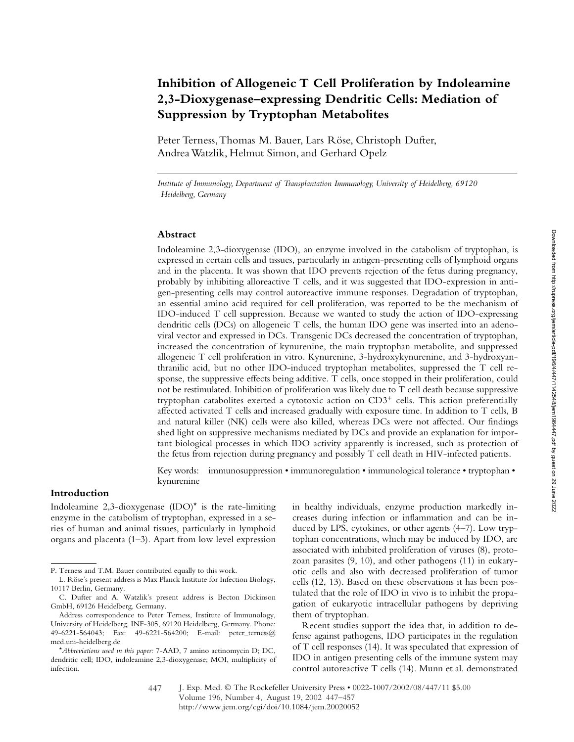# Inhibition of Allogeneic T Cell Proliferation by Indoleamine 2,3-Dioxygenase–expressing Dendritic Cells: Mediation of Suppression by Tryptophan Metabolites

Peter Terness, Thomas M. Bauer, Lars Röse, Christoph Dufter, Andrea Watzlik, Helmut Simon, and Gerhard Opelz

*Institute of Immunology, Department of Transplantation Immunology, University of Heidelberg, 69120 Heidelberg, Germany*

## Abstract

Indoleamine 2,3-dioxygenase (IDO), an enzyme involved in the catabolism of tryptophan, is expressed in certain cells and tissues, particularly in antigen-presenting cells of lymphoid organs and in the placenta. It was shown that IDO prevents rejection of the fetus during pregnancy, probably by inhibiting alloreactive T cells, and it was suggested that IDO-expression in antigen-presenting cells may control autoreactive immune responses. Degradation of tryptophan, an essential amino acid required for cell proliferation, was reported to be the mechanism of IDO-induced T cell suppression. Because we wanted to study the action of IDO-expressing dendritic cells (DCs) on allogeneic T cells, the human IDO gene was inserted into an adenoviral vector and expressed in DCs. Transgenic DCs decreased the concentration of tryptophan, increased the concentration of kynurenine, the main tryptophan metabolite, and suppressed allogeneic T cell proliferation in vitro. Kynurenine, 3-hydroxykynurenine, and 3-hydroxyanthranilic acid, but no other IDO-induced tryptophan metabolites, suppressed the T cell response, the suppressive effects being additive. T cells, once stopped in their proliferation, could not be restimulated. Inhibition of proliferation was likely due to T cell death because suppressive tryptophan catabolites exerted a cytotoxic action on $CD3^+$ cells. This action preferentially affected activated T cells and increased gradually with exposure time. In addition to T cells, B and natural killer (NK) cells were also killed, whereas DCs were not affected. Our findings shed light on suppressive mechanisms mediated by DCs and provide an explanation for important biological processes in which IDO activity apparently is increased, such as protection of the fetus from rejection during pregnancy and possibly T cell death in HIV-infected patients.

Key words: immunosuppression • immunoregulation • immunological tolerance • tryptophan • kynurenine

## Introduction

Indoleamine 2,3-dioxygenase (IDO)* is the rate-limiting enzyme in the catabolism of tryptophan, expressed in a series of human and animal tissues, particularly in lymphoid organs and placenta (1–3). Apart from low level expression in healthy individuals, enzyme production markedly increases during infection or inflammation and can be induced by LPS, cytokines, or other agents (4–7). Low tryptophan concentrations, which may be induced by IDO, are associated with inhibited proliferation of viruses (8), protozoan parasites (9, 10), and other pathogens (11) in eukaryotic cells and also with decreased proliferation of tumor cells (12, 13). Based on these observations it has been postulated that the role of IDO in vivo is to inhibit the propagation of eukaryotic intracellular pathogens by depriving them of tryptophan.

Recent studies support the idea that, in addition to defense against pathogens, IDO participates in the regulation of T cell responses (14). It was speculated that expression of IDO in antigen presenting cells of the immune system may control autoreactive T cells (14). Munn et al. demonstrated

---

P. Terness and T.M. Bauer contributed equally to this work.

L. Röse's present address is Max Planck Institute for Infection Biology, 10117 Berlin, Germany.

C. Dufter and A. Watzlik's present address is Becton Dickinson GmbH, 69126 Heidelberg, Germany.

Address correspondence to Peter Terness, Institute of Immunology, University of Heidelberg, INF-305, 69120 Heidelberg, Germany. Phone: 49-6221-564043; Fax: 49-6221-564200; E-mail: peter_terness@med.uni-heidelberg.de

*Abbreviations used in this paper: 7-AAD, 7 amino actinomycin D; DC, dendritic cell; IDO, indoleamine 2,3-dioxygenase; MOI, multiplicity of infection.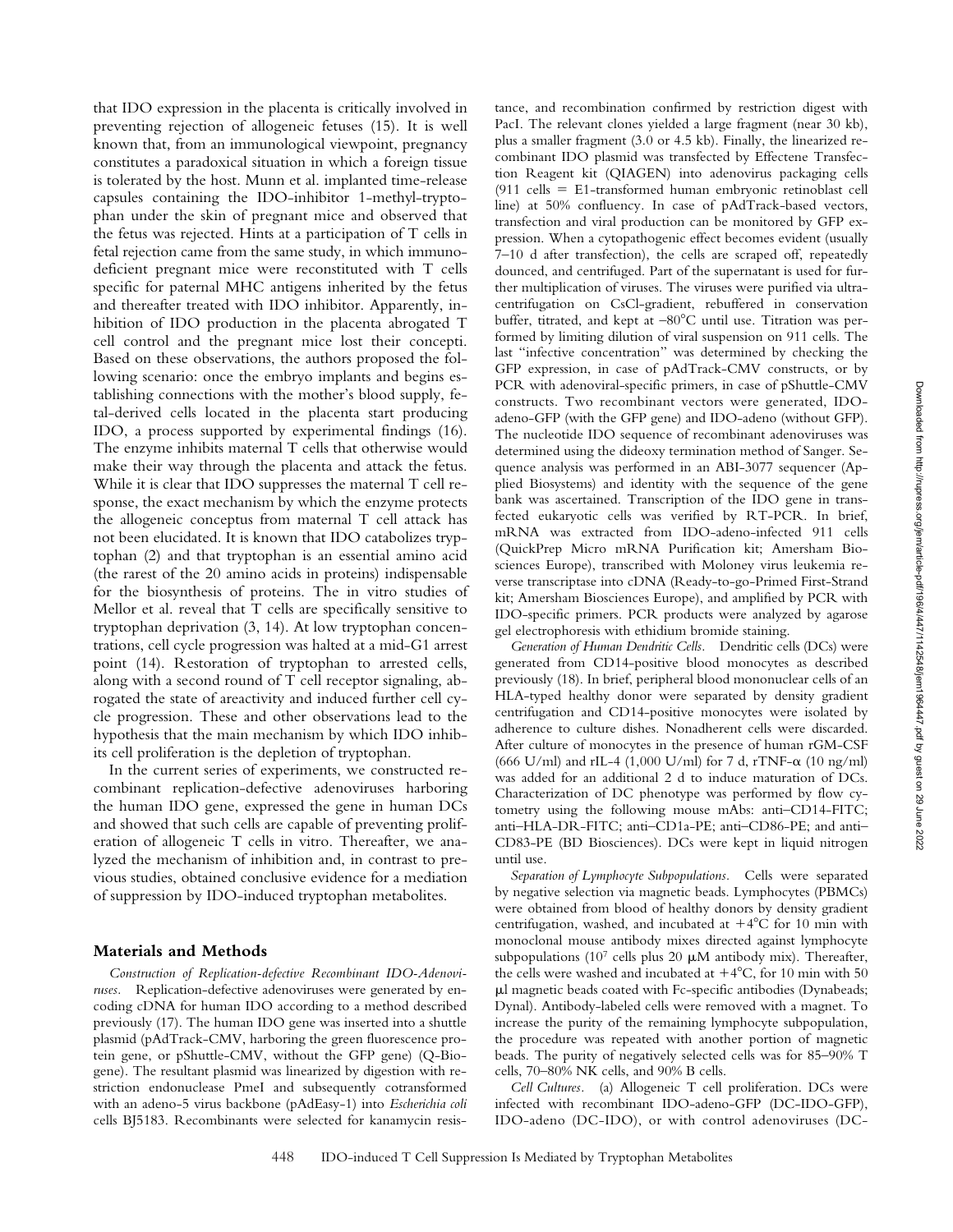that IDO expression in the placenta is critically involved in preventing rejection of allogeneic fetuses (15). It is well known that, from an immunological viewpoint, pregnancy constitutes a paradoxical situation in which a foreign tissue is tolerated by the host. Munn et al. implanted time-release capsules containing the IDO-inhibitor 1-methyl-tryptophan under the skin of pregnant mice and observed that the fetus was rejected. Hints at a participation of T cells in fetal rejection came from the same study, in which immunodeficient pregnant mice were reconstituted with T cells specific for paternal MHC antigens inherited by the fetus and thereafter treated with IDO inhibitor. Apparently, inhibition of IDO production in the placenta abrogated T cell control and the pregnant mice lost their concepti. Based on these observations, the authors proposed the following scenario: once the embryo implants and begins establishing connections with the mother's blood supply, fetal-derived cells located in the placenta start producing IDO, a process supported by experimental findings (16). The enzyme inhibits maternal T cells that otherwise would make their way through the placenta and attack the fetus. While it is clear that IDO suppresses the maternal T cell response, the exact mechanism by which the enzyme protects the allogeneic conceptus from maternal T cell attack has not been elucidated. It is known that IDO catabolizes tryptophan (2) and that tryptophan is an essential amino acid (the rarest of the 20 amino acids in proteins) indispensable for the biosynthesis of proteins. The in vitro studies of Mellor et al. reveal that T cells are specifically sensitive to tryptophan deprivation (3, 14). At low tryptophan concentrations, cell cycle progression was halted at a mid-G1 arrest point (14). Restoration of tryptophan to arrested cells, along with a second round of T cell receptor signaling, abrogated the state of areactivity and induced further cell cycle progression. These and other observations lead to the hypothesis that the main mechanism by which IDO inhibits cell proliferation is the depletion of tryptophan.

In the current series of experiments, we constructed recombinant replication-defective adenoviruses harboring the human IDO gene, expressed the gene in human DCs and showed that such cells are capable of preventing proliferation of allogeneic T cells in vitro. Thereafter, we analyzed the mechanism of inhibition and, in contrast to previous studies, obtained conclusive evidence for a mediation of suppression by IDO-induced tryptophan metabolites.

## Materials and Methods

*Construction of Replication-defective Recombinant IDO-Adenoviruses.* Replication-defective adenoviruses were generated by encoding cDNA for human IDO according to a method described previously (17). The human IDO gene was inserted into a shuttle plasmid (pAdTrack-CMV, harboring the green fluorescence protein gene, or pShuttle-CMV, without the GFP gene) (Q-Biogene). The resultant plasmid was linearized by digestion with restriction endonuclease PmeI and subsequently cotransformed with an adeno-5 virus backbone (pAdEasy-1) into *Escherichia coli* cells BJ5183. Recombinants were selected for kanamycin resistance, and recombination confirmed by restriction digest with PacI. The relevant clones yielded a large fragment (near 30 kb), plus a smaller fragment (3.0 or 4.5 kb). Finally, the linearized recombinant IDO plasmid was transfected by Effectene Transfection Reagent kit (QIAGEN) into adenovirus packaging cells (911 cells = E1-transformed human embryonic retinoblast cell line) at 50% confluency. In case of pAdTrack-based vectors, transfection and viral production can be monitored by GFP expression. When a cytopathogenic effect becomes evident (usually 7–10 d after transfection), the cells are scraped off, repeatedly dounced, and centrifuged. Part of the supernatant is used for further multiplication of viruses. The viruses were purified via ultracentrifugation on CsCl-gradient, rebuffered in conservation buffer, titrated, and kept at −80°C until use. Titration was performed by limiting dilution of viral suspension on 911 cells. The last "infective concentration" was determined by checking the GFP expression, in case of pAdTrack-CMV constructs, or by PCR with adenoviral-specific primers, in case of pShuttle-CMV constructs. Two recombinant vectors were generated, IDO-adeno-GFP (with the GFP gene) and IDO-adeno (without GFP). The nucleotide IDO sequence of recombinant adenoviruses was determined using the dideoxy termination method of Sanger. Sequence analysis was performed in an ABI-3077 sequencer (Applied Biosystems) and identity with the sequence of the gene bank was ascertained. Transcription of the IDO gene in transfected eukaryotic cells was verified by RT-PCR. In brief, mRNA was extracted from IDO-adeno-infected 911 cells (QuickPrep Micro mRNA Purification kit; Amersham Biosciences Europe), transcribed with Moloney virus leukemia reverse transcriptase into cDNA (Ready-to-go-Primed First-Strand kit; Amersham Biosciences Europe), and amplified by PCR with IDO-specific primers. PCR products were analyzed by agarose gel electrophoresis with ethidium bromide staining.

*Generation of Human Dendritic Cells.* Dendritic cells (DCs) were generated from CD14-positive blood monocytes as described previously (18). In brief, peripheral blood mononuclear cells of an HLA-typed healthy donor were separated by density gradient centrifugation and CD14-positive monocytes were isolated by adherence to culture dishes. Nonadherent cells were discarded. After culture of monocytes in the presence of human rGM-CSF (666 U/ml) and rIL-4 (1,000 U/ml) for 7 d, rTNF-α (10 ng/ml) was added for an additional 2 d to induce maturation of DCs. Characterization of DC phenotype was performed by flow cytometry using the following mouse mAbs: anti–CD14-FITC; anti–HLA-DR-FITC; anti–CD1a-PE; anti–CD86-PE; and anti–CD83-PE (BD Biosciences). DCs were kept in liquid nitrogen until use.

*Separation of Lymphocyte Subpopulations.* Cells were separated by negative selection via magnetic beads. Lymphocytes (PBMCs) were obtained from blood of healthy donors by density gradient centrifugation, washed, and incubated at +4°C for 10 min with monoclonal mouse antibody mixes directed against lymphocyte subpopulations ($10^7$ cells plus 20 μM antibody mix). Thereafter, the cells were washed and incubated at +4°C, for 10 min with 50 μl magnetic beads coated with Fc-specific antibodies (Dynabeads; Dynal). Antibody-labeled cells were removed with a magnet. To increase the purity of the remaining lymphocyte subpopulation, the procedure was repeated with another portion of magnetic beads. The purity of negatively selected cells was for 85–90% T cells, 70–80% NK cells, and 90% B cells.

*Cell Cultures.* (a) Allogeneic T cell proliferation. DCs were infected with recombinant IDO-adeno-GFP (DC-IDO-GFP), IDO-adeno (DC-IDO), or with control adenoviruses (DC-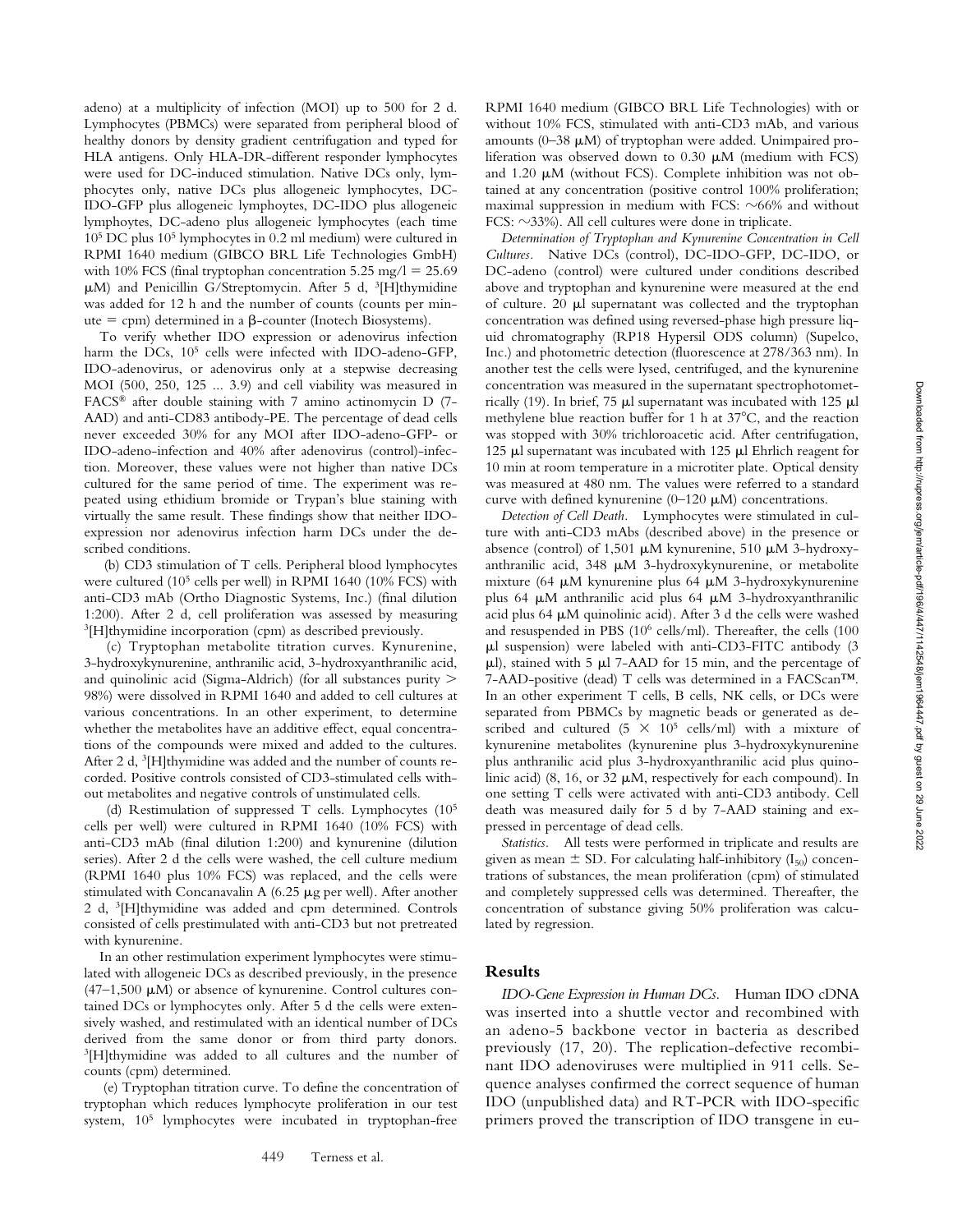adeno) at a multiplicity of infection (MOI) up to 500 for 2 d. Lymphocytes (PBMCs) were separated from peripheral blood of healthy donors by density gradient centrifugation and typed for HLA antigens. Only HLA-DR-different responder lymphocytes were used for DC-induced stimulation. Native DCs only, lymphocytes only, native DCs plus allogeneic lymphocytes, DC-IDO-GFP plus allogeneic lymphoytes, DC-IDO plus allogeneic lymphoytes, DC-adeno plus allogeneic lymphocytes (each time $10^5$ DC plus $10^5$ lymphocytes in 0.2 ml medium) were cultured in RPMI 1640 medium (GIBCO BRL Life Technologies GmbH) with 10% FCS (final tryptophan concentration 5.25 mg/l = 25.69 μM) and Penicillin G/Streptomycin. After 5 d, $^3$[H]thymidine was added for 12 h and the number of counts (counts per minute = cpm) determined in a β-counter (Inotech Biosystems).

To verify whether IDO expression or adenovirus infection harm the DCs, $10^5$ cells were infected with IDO-adeno-GFP, IDO-adenovirus, or adenovirus only at a stepwise decreasing MOI (500, 250, 125 ... 3.9) and cell viability was measured in FACS® after double staining with 7 amino actinomycin D (7-AAD) and anti-CD83 antibody-PE. The percentage of dead cells never exceeded 30% for any MOI after IDO-adeno-GFP- or IDO-adeno-infection and 40% after adenovirus (control)-infection. Moreover, these values were not higher than native DCs cultured for the same period of time. The experiment was repeated using ethidium bromide or Trypan's blue staining with virtually the same result. These findings show that neither IDO-expression nor adenovirus infection harm DCs under the described conditions.

(b) CD3 stimulation of T cells. Peripheral blood lymphocytes were cultured ($10^5$ cells per well) in RPMI 1640 (10% FCS) with anti-CD3 mAb (Ortho Diagnostic Systems, Inc.) (final dilution 1:200). After 2 d, cell proliferation was assessed by measuring $^3$[H]thymidine incorporation (cpm) as described previously.

(c) Tryptophan metabolite titration curves. Kynurenine, 3-hydroxykynurenine, anthranilic acid, 3-hydroxyanthranilic acid, and quinolinic acid (Sigma-Aldrich) (for all substances purity > 98%) were dissolved in RPMI 1640 and added to cell cultures at various concentrations. In an other experiment, to determine whether the metabolites have an additive effect, equal concentrations of the compounds were mixed and added to the cultures. After 2 d, $^3$[H]thymidine was added and the number of counts recorded. Positive controls consisted of CD3-stimulated cells without metabolites and negative controls of unstimulated cells.

(d) Restimulation of suppressed T cells. Lymphocytes ($10^5$ cells per well) were cultured in RPMI 1640 (10% FCS) with anti-CD3 mAb (final dilution 1:200) and kynurenine (dilution series). After 2 d the cells were washed, the cell culture medium (RPMI 1640 plus 10% FCS) was replaced, and the cells were stimulated with Concanavalin A (6.25 μg per well). After another 2 d, $^3$[H]thymidine was added and cpm determined. Controls consisted of cells prestimulated with anti-CD3 but not pretreated with kynurenine.

In an other restimulation experiment lymphocytes were stimulated with allogeneic DCs as described previously, in the presence (47–1,500 μM) or absence of kynurenine. Control cultures contained DCs or lymphocytes only. After 5 d the cells were extensively washed, and restimulated with an identical number of DCs derived from the same donor or from third party donors. $^3$[H]thymidine was added to all cultures and the number of counts (cpm) determined.

(e) Tryptophan titration curve. To define the concentration of tryptophan which reduces lymphocyte proliferation in our test system, $10^5$ lymphocytes were incubated in tryptophan-free RPMI 1640 medium (GIBCO BRL Life Technologies) with or without 10% FCS, stimulated with anti-CD3 mAb, and various amounts (0–38 μM) of tryptophan were added. Unimpaired proliferation was observed down to 0.30 μM (medium with FCS) and 1.20 μM (without FCS). Complete inhibition was not obtained at any concentration (positive control 100% proliferation; maximal suppression in medium with FCS: ~66% and without FCS: ~33%). All cell cultures were done in triplicate.

*Determination of Tryptophan and Kynurenine Concentration in Cell Cultures.* Native DCs (control), DC-IDO-GFP, DC-IDO, or DC-adeno (control) were cultured under conditions described above and tryptophan and kynurenine were measured at the end of culture. 20 μl supernatant was collected and the tryptophan concentration was defined using reversed-phase high pressure liquid chromatography (RP18 Hypersil ODS column) (Supelco, Inc.) and photometric detection (fluorescence at 278/363 nm). In another test the cells were lysed, centrifuged, and the kynurenine concentration was measured in the supernatant spectrophotometrically (19). In brief, 75 μl supernatant was incubated with 125 μl methylene blue reaction buffer for 1 h at 37°C, and the reaction was stopped with 30% trichloroacetic acid. After centrifugation, 125 μl supernatant was incubated with 125 μl Ehrlich reagent for 10 min at room temperature in a microtiter plate. Optical density was measured at 480 nm. The values were referred to a standard curve with defined kynurenine (0–120 μM) concentrations.

*Detection of Cell Death.* Lymphocytes were stimulated in culture with anti-CD3 mAbs (described above) in the presence or absence (control) of 1,501 μM kynurenine, 510 μM 3-hydroxyanthranilic acid, 348 μM 3-hydroxykynurenine, or metabolite mixture (64 μM kynurenine plus 64 μM 3-hydroxykynurenine plus 64 μM anthranilic acid plus 64 μM 3-hydroxyanthranilic acid plus 64 μM quinolinic acid). After 3 d the cells were washed and resuspended in PBS ($10^6$ cells/ml). Thereafter, the cells (100 μl suspension) were labeled with anti-CD3-FITC antibody (3 μl), stained with 5 μl 7-AAD for 15 min, and the percentage of 7-AAD-positive (dead) T cells was determined in a FACScan™. In an other experiment T cells, B cells, NK cells, or DCs were separated from PBMCs by magnetic beads or generated as described and cultured ($5 \times 10^5$ cells/ml) with a mixture of kynurenine metabolites (kynurenine plus 3-hydroxykynurenine plus anthranilic acid plus 3-hydroxyanthranilic acid plus quinolinic acid) (8, 16, or 32 μM, respectively for each compound). In one setting T cells were activated with anti-CD3 antibody. Cell death was measured daily for 5 d by 7-AAD staining and expressed in percentage of dead cells.

*Statistics.* All tests were performed in triplicate and results are given as mean ± SD. For calculating half-inhibitory ($I_{50}$) concentrations of substances, the mean proliferation (cpm) of stimulated and completely suppressed cells was determined. Thereafter, the concentration of substance giving 50% proliferation was calculated by regression.

## Results

*IDO-Gene Expression in Human DCs.* Human IDO cDNA was inserted into a shuttle vector and recombined with an adeno-5 backbone vector in bacteria as described previously (17, 20). The replication-defective recombinant IDO adenoviruses were multiplied in 911 cells. Sequence analyses confirmed the correct sequence of human IDO (unpublished data) and RT-PCR with IDO-specific primers proved the transcription of IDO transgene in eu-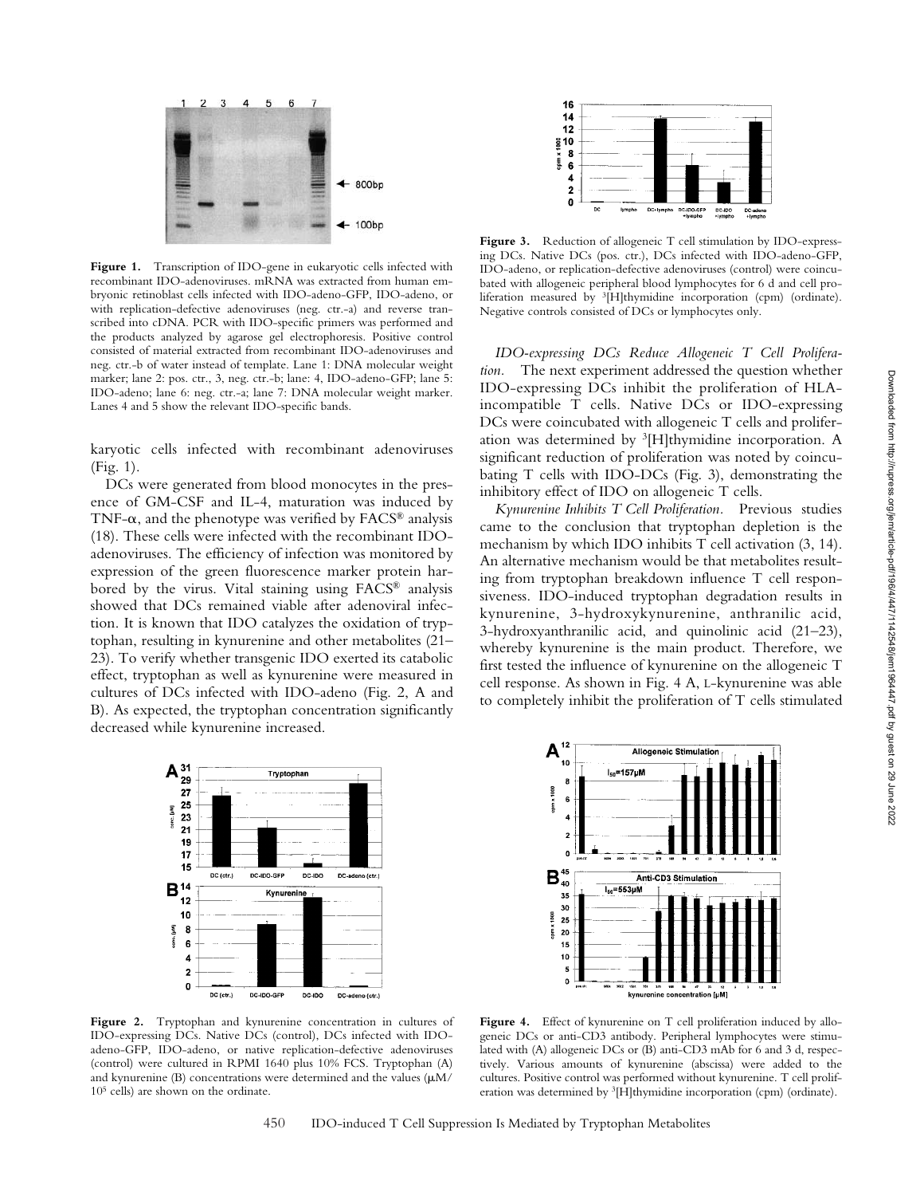Figure 1. Transcription of IDO-gene in eukaryotic cells infected with recombinant IDO-adenoviruses. mRNA was extracted from human embryonic retinoblast cells infected with IDO-adeno-GFP, IDO-adeno, or with replication-defective adenoviruses (neg. ctr.-a) and reverse transcribed into cDNA. PCR with IDO-specific primers was performed and the products analyzed by agarose gel electrophoresis. Positive control consisted of material extracted from recombinant IDO-adenoviruses and neg. ctr.-b of water instead of template. Lane 1: DNA molecular weight marker; lane 2: pos. ctr., 3, neg. ctr.-b; lane: 4, IDO-adeno-GFP; lane 5: IDO-adeno; lane 6: neg. ctr.-a; lane 7: DNA molecular weight marker. Lanes 4 and 5 show the relevant IDO-specific bands.

karyotic cells infected with recombinant adenoviruses (Fig. 1).

DCs were generated from blood monocytes in the presence of GM-CSF and IL-4, maturation was induced by TNF-α, and the phenotype was verified by FACS® analysis (18). These cells were infected with the recombinant IDO-adenoviruses. The efficiency of infection was monitored by expression of the green fluorescence marker protein harbored by the virus. Vital staining using FACS® analysis showed that DCs remained viable after adenoviral infection. It is known that IDO catalyzes the oxidation of tryptophan, resulting in kynurenine and other metabolites (21–23). To verify whether transgenic IDO exerted its catabolic effect, tryptophan as well as kynurenine were measured in cultures of DCs infected with IDO-adeno (Fig. 2, A and B). As expected, the tryptophan concentration significantly decreased while kynurenine increased.

Figure 2. Tryptophan and kynurenine concentration in cultures of IDO-expressing DCs. Native DCs (control), DCs infected with IDO-adeno-GFP, IDO-adeno, or native replication-defective adenoviruses (control) were cultured in RPMI 1640 plus 10% FCS. Tryptophan (A) and kynurenine (B) concentrations were determined and the values (μM/$10^5$ cells) are shown on the ordinate.

Figure 3. Reduction of allogeneic T cell stimulation by IDO-expressing DCs. Native DCs (pos. ctr.), DCs infected with IDO-adeno-GFP, IDO-adeno, or replication-defective adenoviruses (control) were coincubated with allogeneic peripheral blood lymphocytes for 6 d and cell proliferation measured by $^{3}$[H]thymidine incorporation (cpm) (ordinate). Negative controls consisted of DCs or lymphocytes only.

*IDO-expressing DCs Reduce Allogeneic T Cell Proliferation.* The next experiment addressed the question whether IDO-expressing DCs inhibit the proliferation of HLA-incompatible T cells. Native DCs or IDO-expressing DCs were coincubated with allogeneic T cells and proliferation was determined by $^{3}$[H]thymidine incorporation. A significant reduction of proliferation was noted by coincubating T cells with IDO-DCs (Fig. 3), demonstrating the inhibitory effect of IDO on allogeneic T cells.

*Kynurenine Inhibits T Cell Proliferation.* Previous studies came to the conclusion that tryptophan depletion is the mechanism by which IDO inhibits T cell activation (3, 14). An alternative mechanism would be that metabolites resulting from tryptophan breakdown influence T cell responsiveness. IDO-induced tryptophan degradation results in kynurenine, 3-hydroxykynurenine, anthranilic acid, 3-hydroxyanthranilic acid, and quinolinic acid (21–23), whereby kynurenine is the main product. Therefore, we first tested the influence of kynurenine on the allogeneic T cell response. As shown in Fig. 4 A, L-kynurenine was able to completely inhibit the proliferation of T cells stimulated

Figure 4. Effect of kynurenine on T cell proliferation induced by allogeneic DCs or anti-CD3 antibody. Peripheral lymphocytes were stimulated with (A) allogeneic DCs or (B) anti-CD3 mAb for 6 and 3 d, respectively. Various amounts of kynurenine (abscissa) were added to the cultures. Positive control was performed without kynurenine. T cell proliferation was determined by $^{3}$[H]thymidine incorporation (cpm) (ordinate).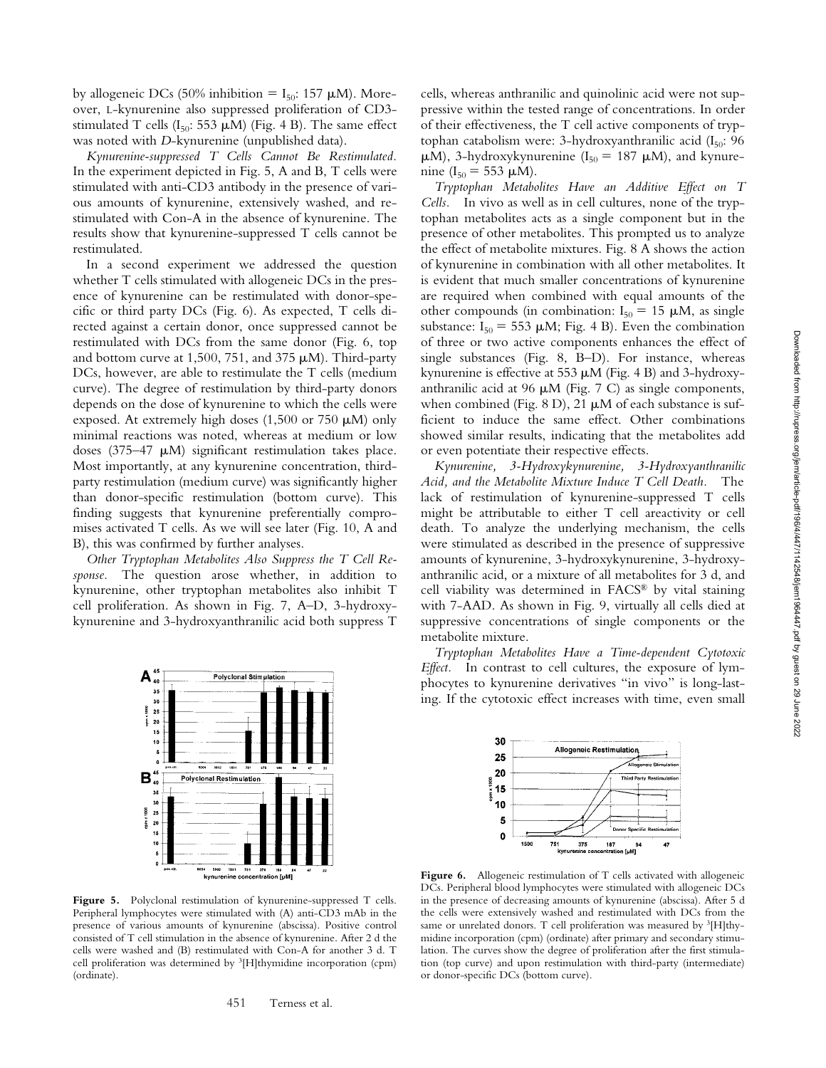by allogeneic DCs (50% inhibition = $I_{50}$: 157 μM). Moreover, L-kynurenine also suppressed proliferation of CD3-stimulated T cells ($I_{50}$: 553 μM) (Fig. 4 B). The same effect was noted with *D*-kynurenine (unpublished data).

*Kynurenine-suppressed T Cells Cannot Be Restimulated.* In the experiment depicted in Fig. 5, A and B, T cells were stimulated with anti-CD3 antibody in the presence of various amounts of kynurenine, extensively washed, and restimulated with Con-A in the absence of kynurenine. The results show that kynurenine-suppressed T cells cannot be restimulated.

In a second experiment we addressed the question whether T cells stimulated with allogeneic DCs in the presence of kynurenine can be restimulated with donor-specific or third party DCs (Fig. 6). As expected, T cells directed against a certain donor, once suppressed cannot be restimulated with DCs from the same donor (Fig. 6, top and bottom curve at 1,500, 751, and 375 μM). Third-party DCs, however, are able to restimulate the T cells (medium curve). The degree of restimulation by third-party donors depends on the dose of kynurenine to which the cells were exposed. At extremely high doses (1,500 or 750 μM) only minimal reactions was noted, whereas at medium or low doses (375–47 μM) significant restimulation takes place. Most importantly, at any kynurenine concentration, third-party restimulation (medium curve) was significantly higher than donor-specific restimulation (bottom curve). This finding suggests that kynurenine preferentially compromises activated T cells. As we will see later (Fig. 10, A and B), this was confirmed by further analyses.

*Other Tryptophan Metabolites Also Suppress the T Cell Response.* The question arose whether, in addition to kynurenine, other tryptophan metabolites also inhibit T cell proliferation. As shown in Fig. 7, A–D, 3-hydroxykynurenine and 3-hydroxyanthranilic acid both suppress T cells, whereas anthranilic and quinolinic acid were not suppressive within the tested range of concentrations. In order of their effectiveness, the T cell active components of tryptophan catabolism were: 3-hydroxyanthranilic acid ($I_{50}$: 96 μM), 3-hydroxykynurenine ($I_{50}$ = 187 μM), and kynurenine ($I_{50}$ = 553 μM).

*Tryptophan Metabolites Have an Additive Effect on T Cells.* In vivo as well as in cell cultures, none of the tryptophan metabolites acts as a single component but in the presence of other metabolites. This prompted us to analyze the effect of metabolite mixtures. Fig. 8 A shows the action of kynurenine in combination with all other metabolites. It is evident that much smaller concentrations of kynurenine are required when combined with equal amounts of the other compounds (in combination: $I_{50}$ = 15 μM, as single substance: $I_{50}$ = 553 μM; Fig. 4 B). Even the combination of three or two active components enhances the effect of single substances (Fig. 8, B–D). For instance, whereas kynurenine is effective at 553 μM (Fig. 4 B) and 3-hydroxyanthranilic acid at 96 μM (Fig. 7 C) as single components, when combined (Fig. 8 D), 21 μM of each substance is sufficient to induce the same effect. Other combinations showed similar results, indicating that the metabolites add or even potentiate their respective effects.

*Kynurenine, 3-Hydroxykynurenine, 3-Hydroxyanthranilic Acid, and the Metabolite Mixture Induce T Cell Death.* The lack of restimulation of kynurenine-suppressed T cells might be attributable to either T cell areactivity or cell death. To analyze the underlying mechanism, the cells were stimulated as described in the presence of suppressive amounts of kynurenine, 3-hydroxykynurenine, 3-hydroxyanthranilic acid, or a mixture of all metabolites for 3 d, and cell viability was determined in FACS® by vital staining with 7-AAD. As shown in Fig. 9, virtually all cells died at suppressive concentrations of single components or the metabolite mixture.

*Tryptophan Metabolites Have a Time-dependent Cytotoxic Effect.* In contrast to cell cultures, the exposure of lymphocytes to kynurenine derivatives "in vivo" is long-lasting. If the cytotoxic effect increases with time, even small

**Figure 5.** Polyclonal restimulation of kynurenine-suppressed T cells. Peripheral lymphocytes were stimulated with (A) anti-CD3 mAb in the presence of various amounts of kynurenine (abscissa). Positive control consisted of T cell stimulation in the absence of kynurenine. After 2 d the cells were washed and (B) restimulated with Con-A for another 3 d. T cell proliferation was determined by $^{3}$[H]thymidine incorporation (cpm) (ordinate).

**Figure 6.** Allogeneic restimulation of T cells activated with allogeneic DCs. Peripheral blood lymphocytes were stimulated with allogeneic DCs in the presence of decreasing amounts of kynurenine (abscissa). After 5 d the cells were extensively washed and restimulated with DCs from the same or unrelated donors. T cell proliferation was measured by $^{3}$[H]thymidine incorporation (cpm) (ordinate) after primary and secondary stimulation. The curves show the degree of proliferation after the first stimulation (top curve) and upon restimulation with third-party (intermediate) or donor-specific DCs (bottom curve).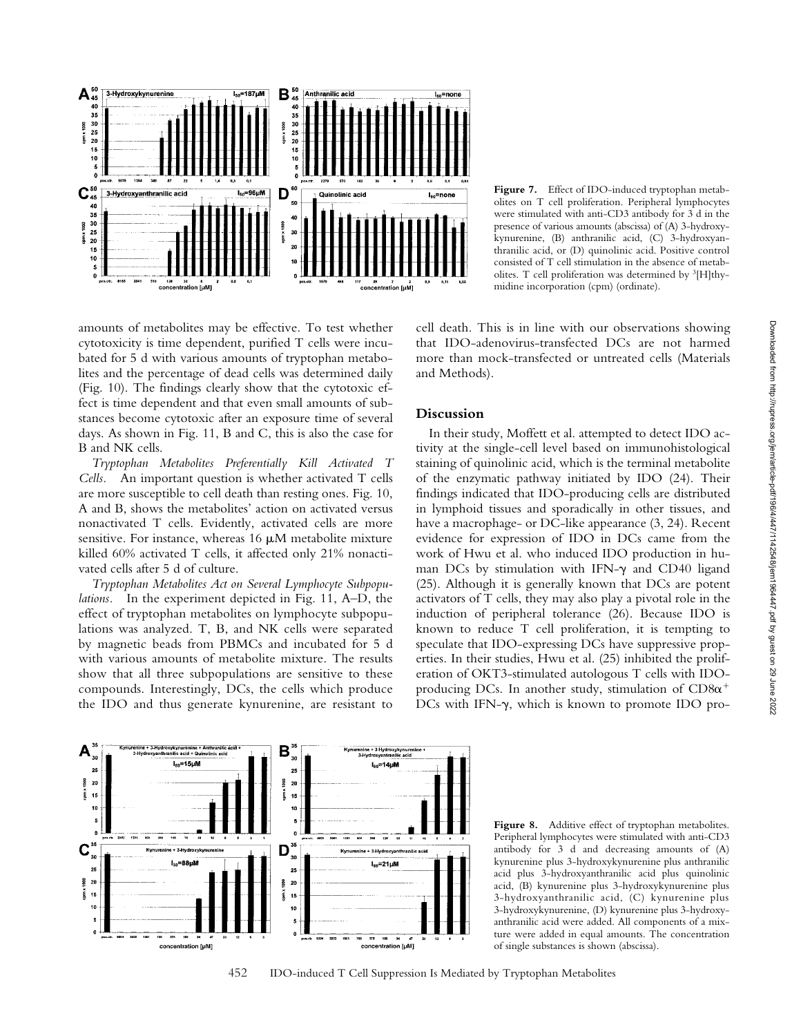Figure 7. Effect of IDO-induced tryptophan metabolites on T cell proliferation. Peripheral lymphocytes were stimulated with anti-CD3 antibody for 3 d in the presence of various amounts (abscissa) of (A) 3-hydroxykynurenine, (B) anthranilic acid, (C) 3-hydroxyanthranilic acid, or (D) quinolinic acid. Positive control consisted of T cell stimulation in the absence of metabolites. T cell proliferation was determined by $^{3}$[H]thymidine incorporation (cpm) (ordinate).

amounts of metabolites may be effective. To test whether cytotoxicity is time dependent, purified T cells were incubated for 5 d with various amounts of tryptophan metabolites and the percentage of dead cells was determined daily (Fig. 10). The findings clearly show that the cytotoxic effect is time dependent and that even small amounts of substances become cytotoxic after an exposure time of several days. As shown in Fig. 11, B and C, this is also the case for B and NK cells.

*Tryptophan Metabolites Preferentially Kill Activated T Cells.* An important question is whether activated T cells are more susceptible to cell death than resting ones. Fig. 10, A and B, shows the metabolites' action on activated versus nonactivated T cells. Evidently, activated cells are more sensitive. For instance, whereas 16 μM metabolite mixture killed 60% activated T cells, it affected only 21% nonactivated cells after 5 d of culture.

*Tryptophan Metabolites Act on Several Lymphocyte Subpopulations.* In the experiment depicted in Fig. 11, A–D, the effect of tryptophan metabolites on lymphocyte subpopulations was analyzed. T, B, and NK cells were separated by magnetic beads from PBMCs and incubated for 5 d with various amounts of metabolite mixture. The results show that all three subpopulations are sensitive to these compounds. Interestingly, DCs, the cells which produce the IDO and thus generate kynurenine, are resistant to cell death. This is in line with our observations showing that IDO-adenovirus-transfected DCs are not harmed more than mock-transfected or untreated cells (Materials and Methods).

## Discussion

In their study, Moffett et al. attempted to detect IDO activity at the single-cell level based on immunohistological staining of quinolinic acid, which is the terminal metabolite of the enzymatic pathway initiated by IDO (24). Their findings indicated that IDO-producing cells are distributed in lymphoid tissues and sporadically in other tissues, and have a macrophage- or DC-like appearance (3, 24). Recent evidence for expression of IDO in DCs came from the work of Hwu et al. who induced IDO production in human DCs by stimulation with IFN-γ and CD40 ligand (25). Although it is generally known that DCs are potent activators of T cells, they may also play a pivotal role in the induction of peripheral tolerance (26). Because IDO is known to reduce T cell proliferation, it is tempting to speculate that IDO-expressing DCs have suppressive properties. In their studies, Hwu et al. (25) inhibited the proliferation of OKT3-stimulated autologous T cells with IDO-producing DCs. In another study, stimulation of $CD8\alpha^{+}$ DCs with IFN-γ, which is known to promote IDO pro-

Figure 8. Additive effect of tryptophan metabolites. Peripheral lymphocytes were stimulated with anti-CD3 antibody for 3 d and decreasing amounts of (A) kynurenine plus 3-hydroxykynurenine plus anthranilic acid plus 3-hydroxyanthranilic acid plus quinolinic acid, (B) kynurenine plus 3-hydroxykynurenine plus 3-hydroxyanthranilic acid, (C) kynurenine plus 3-hydroxykynurenine, (D) kynurenine plus 3-hydroxyanthranilic acid were added. All components of a mixture were added in equal amounts. The concentration of single substances is shown (abscissa).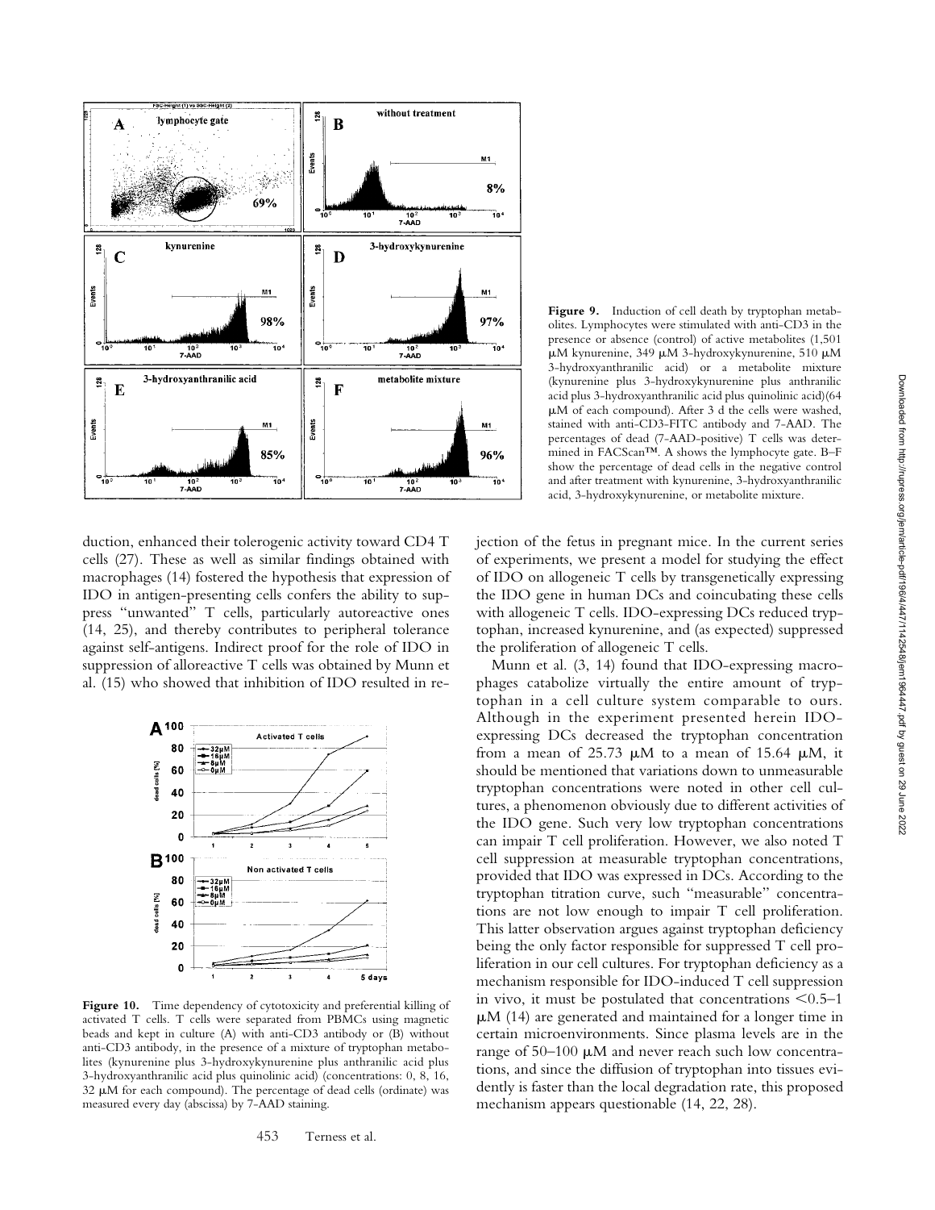**Figure 9.** Induction of cell death by tryptophan metabolites. Lymphocytes were stimulated with anti-CD3 in the presence or absence (control) of active metabolites (1,501 μM kynurenine, 349 μM 3-hydroxykynurenine, 510 μM 3-hydroxyanthranilic acid) or a metabolite mixture (kynurenine plus 3-hydroxykynurenine plus anthranilic acid plus 3-hydroxyanthranilic acid plus quinolinic acid)(64 μM of each compound). After 3 d the cells were washed, stained with anti-CD3-FITC antibody and 7-AAD. The percentages of dead (7-AAD-positive) T cells was determined in FACScan™. A shows the lymphocyte gate. B–F show the percentage of dead cells in the negative control and after treatment with kynurenine, 3-hydroxyanthranilic acid, 3-hydroxykynurenine, or metabolite mixture.

duction, enhanced their tolerogenic activity toward CD4 T cells (27). These as well as similar findings obtained with macrophages (14) fostered the hypothesis that expression of IDO in antigen-presenting cells confers the ability to suppress "unwanted" T cells, particularly autoreactive ones (14, 25), and thereby contributes to peripheral tolerance against self-antigens. Indirect proof for the role of IDO in suppression of alloreactive T cells was obtained by Munn et al. (15) who showed that inhibition of IDO resulted in rejection of the fetus in pregnant mice. In the current series of experiments, we present a model for studying the effect of IDO on allogeneic T cells by transgenetically expressing the IDO gene in human DCs and coincubating these cells with allogeneic T cells. IDO-expressing DCs reduced tryptophan, increased kynurenine, and (as expected) suppressed the proliferation of allogeneic T cells.

**Figure 10.** Time dependency of cytotoxicity and preferential killing of activated T cells. T cells were separated from PBMCs using magnetic beads and kept in culture (A) with anti-CD3 antibody or (B) without anti-CD3 antibody, in the presence of a mixture of tryptophan metabolites (kynurenine plus 3-hydroxykynurenine plus anthranilic acid plus 3-hydroxyanthranilic acid plus quinolinic acid) (concentrations: 0, 8, 16, 32 μM for each compound). The percentage of dead cells (ordinate) was measured every day (abscissa) by 7-AAD staining.

Munn et al. (3, 14) found that IDO-expressing macrophages catabolize virtually the entire amount of tryptophan in a cell culture system comparable to ours. Although in the experiment presented herein IDO-expressing DCs decreased the tryptophan concentration from a mean of 25.73 μM to a mean of 15.64 μM, it should be mentioned that variations down to unmeasurable tryptophan concentrations were noted in other cell cultures, a phenomenon obviously due to different activities of the IDO gene. Such very low tryptophan concentrations can impair T cell proliferation. However, we also noted T cell suppression at measurable tryptophan concentrations, provided that IDO was expressed in DCs. According to the tryptophan titration curve, such "measurable" concentrations are not low enough to impair T cell proliferation. This latter observation argues against tryptophan deficiency being the only factor responsible for suppressed T cell proliferation in our cell cultures. For tryptophan deficiency as a mechanism responsible for IDO-induced T cell suppression in vivo, it must be postulated that concentrations <0.5–1 μM (14) are generated and maintained for a longer time in certain microenvironments. Since plasma levels are in the range of 50–100 μM and never reach such low concentrations, and since the diffusion of tryptophan into tissues evidently is faster than the local degradation rate, this proposed mechanism appears questionable (14, 22, 28).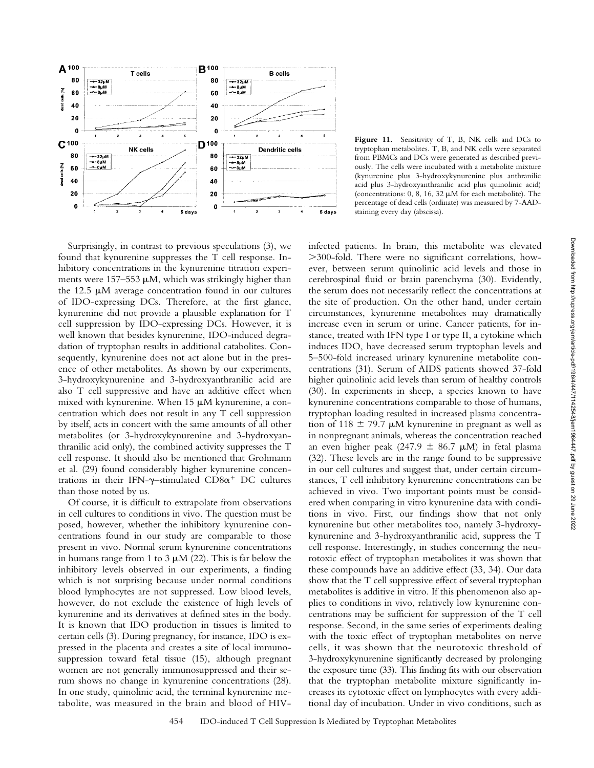**Figure 11.** Sensitivity of T, B, NK cells and DCs to tryptophan metabolites. T, B, and NK cells were separated from PBMCs and DCs were generated as described previously. The cells were incubated with a metabolite mixture (kynurenine plus 3-hydroxykynurenine plus anthranilic acid plus 3-hydroxyanthranilic acid plus quinolinic acid) (concentrations: 0, 8, 16, 32 μM for each metabolite). The percentage of dead cells (ordinate) was measured by 7-AAD-staining every day (abscissa).

Surprisingly, in contrast to previous speculations (3), we found that kynurenine suppresses the T cell response. Inhibitory concentrations in the kynurenine titration experiments were 157–553 μM, which was strikingly higher than the 12.5 μM average concentration found in our cultures of IDO-expressing DCs. Therefore, at the first glance, kynurenine did not provide a plausible explanation for T cell suppression by IDO-expressing DCs. However, it is well known that besides kynurenine, IDO-induced degradation of tryptophan results in additional catabolites. Consequently, kynurenine does not act alone but in the presence of other metabolites. As shown by our experiments, 3-hydroxykynurenine and 3-hydroxyanthranilic acid are also T cell suppressive and have an additive effect when mixed with kynurenine. When 15 μM kynurenine, a concentration which does not result in any T cell suppression by itself, acts in concert with the same amounts of all other metabolites (or 3-hydroxykynurenine and 3-hydroxyanthranilic acid only), the combined activity suppresses the T cell response. It should also be mentioned that Grohmann et al. (29) found considerably higher kynurenine concentrations in their IFN-γ–stimulated $CD8\alpha^+$ DC cultures than those noted by us.

Of course, it is difficult to extrapolate from observations in cell cultures to conditions in vivo. The question must be posed, however, whether the inhibitory kynurenine concentrations found in our study are comparable to those present in vivo. Normal serum kynurenine concentrations in humans range from 1 to 3 μM (22). This is far below the inhibitory levels observed in our experiments, a finding which is not surprising because under normal conditions blood lymphocytes are not suppressed. Low blood levels, however, do not exclude the existence of high levels of kynurenine and its derivatives at defined sites in the body. It is known that IDO production in tissues is limited to certain cells (3). During pregnancy, for instance, IDO is expressed in the placenta and creates a site of local immunosuppression toward fetal tissue (15), although pregnant women are not generally immunosuppressed and their serum shows no change in kynurenine concentrations (28). In one study, quinolinic acid, the terminal kynurenine metabolite, was measured in the brain and blood of HIV-infected patients. In brain, this metabolite was elevated >300-fold. There were no significant correlations, however, between serum quinolinic acid levels and those in cerebrospinal fluid or brain parenchyma (30). Evidently, the serum does not necessarily reflect the concentrations at the site of production. On the other hand, under certain circumstances, kynurenine metabolites may dramatically increase even in serum or urine. Cancer patients, for instance, treated with IFN type I or type II, a cytokine which induces IDO, have decreased serum tryptophan levels and 5–500-fold increased urinary kynurenine metabolite concentrations (31). Serum of AIDS patients showed 37-fold higher quinolinic acid levels than serum of healthy controls (30). In experiments in sheep, a species known to have kynurenine concentrations comparable to those of humans, tryptophan loading resulted in increased plasma concentration of 118 ± 79.7 μM kynurenine in pregnant as well as in nonpregnant animals, whereas the concentration reached an even higher peak (247.9 ± 86.7 μM) in fetal plasma (32). These levels are in the range found to be suppressive in our cell cultures and suggest that, under certain circumstances, T cell inhibitory kynurenine concentrations can be achieved in vivo. Two important points must be considered when comparing in vitro kynurenine data with conditions in vivo. First, our findings show that not only kynurenine but other metabolites too, namely 3-hydroxykynurenine and 3-hydroxyanthranilic acid, suppress the T cell response. Interestingly, in studies concerning the neurotoxic effect of tryptophan metabolites it was shown that these compounds have an additive effect (33, 34). Our data show that the T cell suppressive effect of several tryptophan metabolites is additive in vitro. If this phenomenon also applies to conditions in vivo, relatively low kynurenine concentrations may be sufficient for suppression of the T cell response. Second, in the same series of experiments dealing with the toxic effect of tryptophan metabolites on nerve cells, it was shown that the neurotoxic threshold of 3-hydroxykynurenine significantly decreased by prolonging the exposure time (33). This finding fits with our observation that the tryptophan metabolite mixture significantly increases its cytotoxic effect on lymphocytes with every additional day of incubation. Under in vivo conditions, such as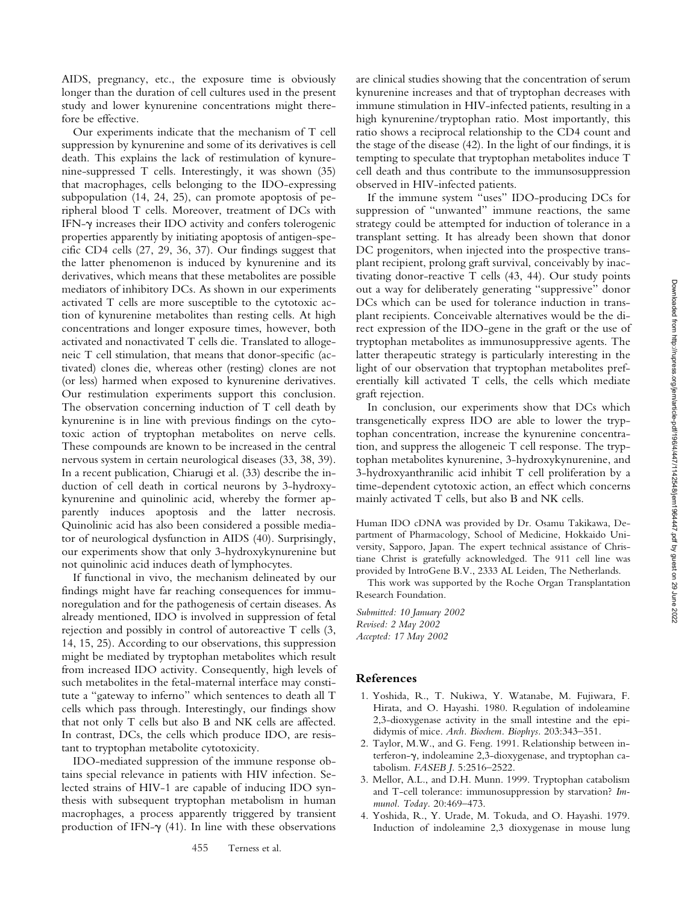AIDS, pregnancy, etc., the exposure time is obviously longer than the duration of cell cultures used in the present study and lower kynurenine concentrations might therefore be effective.

Our experiments indicate that the mechanism of T cell suppression by kynurenine and some of its derivatives is cell death. This explains the lack of restimulation of kynurenine-suppressed T cells. Interestingly, it was shown (35) that macrophages, cells belonging to the IDO-expressing subpopulation (14, 24, 25), can promote apoptosis of peripheral blood T cells. Moreover, treatment of DCs with IFN-$\gamma$ increases their IDO activity and confers tolerogenic properties apparently by initiating apoptosis of antigen-specific CD4 cells (27, 29, 36, 37). Our findings suggest that the latter phenomenon is induced by kynurenine and its derivatives, which means that these metabolites are possible mediators of inhibitory DCs. As shown in our experiments activated T cells are more susceptible to the cytotoxic action of kynurenine metabolites than resting cells. At high concentrations and longer exposure times, however, both activated and nonactivated T cells die. Translated to allogeneic T cell stimulation, that means that donor-specific (activated) clones die, whereas other (resting) clones are not (or less) harmed when exposed to kynurenine derivatives. Our restimulation experiments support this conclusion. The observation concerning induction of T cell death by kynurenine is in line with previous findings on the cytotoxic action of tryptophan metabolites on nerve cells. These compounds are known to be increased in the central nervous system in certain neurological diseases (33, 38, 39). In a recent publication, Chiarugi et al. (33) describe the induction of cell death in cortical neurons by 3-hydroxykynurenine and quinolinic acid, whereby the former apparently induces apoptosis and the latter necrosis. Quinolinic acid has also been considered a possible mediator of neurological dysfunction in AIDS (40). Surprisingly, our experiments show that only 3-hydroxykynurenine but not quinolinic acid induces death of lymphocytes.

If functional in vivo, the mechanism delineated by our findings might have far reaching consequences for immunoregulation and for the pathogenesis of certain diseases. As already mentioned, IDO is involved in suppression of fetal rejection and possibly in control of autoreactive T cells (3, 14, 15, 25). According to our observations, this suppression might be mediated by tryptophan metabolites which result from increased IDO activity. Consequently, high levels of such metabolites in the fetal-maternal interface may constitute a "gateway to inferno" which sentences to death all T cells which pass through. Interestingly, our findings show that not only T cells but also B and NK cells are affected. In contrast, DCs, the cells which produce IDO, are resistant to tryptophan metabolite cytotoxicity.

IDO-mediated suppression of the immune response obtains special relevance in patients with HIV infection. Selected strains of HIV-1 are capable of inducing IDO synthesis with subsequent tryptophan metabolism in human macrophages, a process apparently triggered by transient production of IFN-$\gamma$ (41). In line with these observations are clinical studies showing that the concentration of serum kynurenine increases and that of tryptophan decreases with immune stimulation in HIV-infected patients, resulting in a high kynurenine/tryptophan ratio. Most importantly, this ratio shows a reciprocal relationship to the CD4 count and the stage of the disease (42). In the light of our findings, it is tempting to speculate that tryptophan metabolites induce T cell death and thus contribute to the immunsosuppression observed in HIV-infected patients.

If the immune system "uses" IDO-producing DCs for suppression of "unwanted" immune reactions, the same strategy could be attempted for induction of tolerance in a transplant setting. It has already been shown that donor DC progenitors, when injected into the prospective transplant recipient, prolong graft survival, conceivably by inactivating donor-reactive T cells (43, 44). Our study points out a way for deliberately generating "suppressive" donor DCs which can be used for tolerance induction in transplant recipients. Conceivable alternatives would be the direct expression of the IDO-gene in the graft or the use of tryptophan metabolites as immunosuppressive agents. The latter therapeutic strategy is particularly interesting in the light of our observation that tryptophan metabolites preferentially kill activated T cells, the cells which mediate graft rejection.

In conclusion, our experiments show that DCs which transgenetically express IDO are able to lower the tryptophan concentration, increase the kynurenine concentration, and suppress the allogeneic T cell response. The tryptophan metabolites kynurenine, 3-hydroxykynurenine, and 3-hydroxyanthranilic acid inhibit T cell proliferation by a time-dependent cytotoxic action, an effect which concerns mainly activated T cells, but also B and NK cells.

Human IDO cDNA was provided by Dr. Osamu Takikawa, Department of Pharmacology, School of Medicine, Hokkaido University, Sapporo, Japan. The expert technical assistance of Christiane Christ is gratefully acknowledged. The 911 cell line was provided by IntroGene B.V., 2333 AL Leiden, The Netherlands.

This work was supported by the Roche Organ Transplantation Research Foundation.

*Submitted: 10 January 2002*
*Revised: 2 May 2002*
*Accepted: 17 May 2002*

## References

1. Yoshida, R., T. Nukiwa, Y. Watanabe, M. Fujiwara, F. Hirata, and O. Hayashi. 1980. Regulation of indoleamine 2,3-dioxygenase activity in the small intestine and the epididymis of mice. *Arch. Biochem. Biophys.* 203:343–351.
2. Taylor, M.W., and G. Feng. 1991. Relationship between interferon-$\gamma$, indoleamine 2,3-dioxygenase, and tryptophan catabolism. *FASEB J.* 5:2516–2522.
3. Mellor, A.L., and D.H. Munn. 1999. Tryptophan catabolism and T-cell tolerance: immunosuppression by starvation? *Immunol. Today.* 20:469–473.
4. Yoshida, R., Y. Urade, M. Tokuda, and O. Hayashi. 1979. Induction of indoleamine 2,3 dioxygenase in mouse lung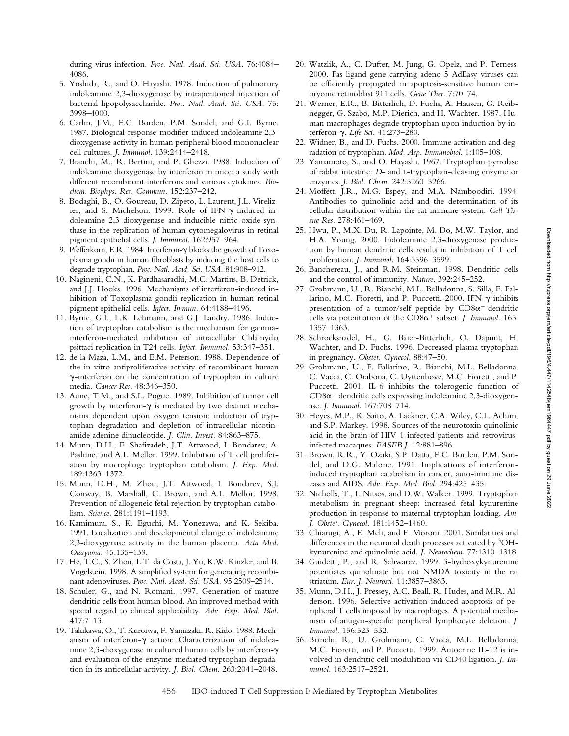during virus infection. *Proc. Natl. Acad. Sci. USA.* 76:4084–4086.

5. Yoshida, R., and O. Hayashi. 1978. Induction of pulmonary indoleamine 2,3-dioxygenase by intraperitoneal injection of bacterial lipopolysaccharide. *Proc. Natl. Acad. Sci. USA.* 75: 3998–4000.
6. Carlin, J.M., E.C. Borden, P.M. Sondel, and G.I. Byrne. 1987. Biological-response-modifier-induced indoleamine 2,3-dioxygenase activity in human peripheral blood mononuclear cell cultures. *J. Immunol.* 139:2414–2418.
7. Bianchi, M., R. Bertini, and P. Ghezzi. 1988. Induction of indoleamine dioxygenase by interferon in mice: a study with different recombinant interferons and various cytokines. *Biochem. Biophys. Res. Commun.* 152:237–242.
8. Bodaghi, B., O. Goureau, D. Zipeto, L. Laurent, J.L. Virelizier, and S. Michelson. 1999. Role of IFN-γ-induced indoleamine 2,3 dioxygenase and inducible nitric oxide synthase in the replication of human cytomegalovirus in retinal pigment epithelial cells. *J. Immunol.* 162:957–964.
9. Pfefferkorn, E.R. 1984. Interferon-γ blocks the growth of Toxoplasma gondii in human fibroblasts by inducing the host cells to degrade tryptophan. *Proc. Natl. Acad. Sci. USA.* 81:908–912.
10. Nagineni, C.N., K. Pardhasaradhi, M.C. Martins, B. Detrick, and J.J. Hooks. 1996. Mechanisms of interferon-induced inhibition of Toxoplasma gondii replication in human retinal pigment epithelial cells. *Infect. Immun.* 64:4188–4196.
11. Byrne, G.I., L.K. Lehmann, and G.J. Landry. 1986. Induction of tryptophan catabolism is the mechanism for gamma-interferon-mediated inhibition of intracellular Chlamydia psittaci replication in T24 cells. *Infect. Immunol.* 53:347–351.
12. de la Maza, L.M., and E.M. Peterson. 1988. Dependence of the in vitro antiproliferative activity of recombinant human γ-interferon on the concentration of tryptophan in culture media. *Cancer Res.* 48:346–350.
13. Aune, T.M., and S.L. Pogue. 1989. Inhibition of tumor cell growth by interferon-γ is mediated by two distinct mechanisms dependent upon oxygen tension: induction of tryptophan degradation and depletion of intracellular nicotinamide adenine dinucleotide. *J. Clin. Invest.* 84:863–875.
14. Munn, D.H., E. Shafizadeh, J.T. Attwood, I. Bondarev, A. Pashine, and A.L. Mellor. 1999. Inhibition of T cell proliferation by macrophage tryptophan catabolism. *J. Exp. Med.* 189:1363–1372.
15. Munn, D.H., M. Zhou, J.T. Attwood, I. Bondarev, S.J. Conway, B. Marshall, C. Brown, and A.L. Mellor. 1998. Prevention of allogeneic fetal rejection by tryptophan catabolism. *Science.* 281:1191–1193.
16. Kamimura, S., K. Eguchi, M. Yonezawa, and K. Sekiba. 1991. Localization and developmental change of indoleamine 2,3-dioxygenase activity in the human placenta. *Acta Med. Okayama.* 45:135–139.
17. He, T.C., S. Zhou, L.T. da Costa, J. Yu, K.W. Kinzler, and B. Vogelstein. 1998. A simplified system for generating recombinant adenoviruses. *Proc. Natl. Acad. Sci. USA.* 95:2509–2514.
18. Schuler, G., and N. Romani. 1997. Generation of mature dendritic cells from human blood. An improved method with special regard to clinical applicability. *Adv. Exp. Med. Biol.* 417:7–13.
19. Takikawa, O., T. Kuroiwa, F. Yamazaki, R. Kido. 1988. Mechanism of interferon-γ action: Characterization of indoleamine 2,3-dioxygenase in cultured human cells by interferon-γ and evaluation of the enzyme-mediated tryptophan degradation in its anticellular activity. *J. Biol. Chem.* 263:2041–2048.
20. Watzlik, A., C. Dufter, M. Jung, G. Opelz, and P. Terness. 2000. Fas ligand gene-carrying adeno-5 AdEasy viruses can be efficiently propagated in apoptosis-sensitive human embryonic retinoblast 911 cells. *Gene Ther.* 7:70–74.
21. Werner, E.R., B. Bitterlich, D. Fuchs, A. Hausen, G. Reibnegger, G. Szabo, M.P. Dierich, and H. Wachter. 1987. Human macrophages degrade tryptophan upon induction by interferon-γ. *Life Sci.* 41:273–280.
22. Widner, B., and D. Fuchs. 2000. Immune activation and degradation of tryptophan. *Mod. Asp. Immunobiol.* 1:105–108.
23. Yamamoto, S., and O. Hayashi. 1967. Tryptophan pyrrolase of rabbit intestine: *D*- and L-tryptophan-cleaving enzyme or enzymes. *J. Biol. Chem.* 242:5260–5266.
24. Moffett, J.R., M.G. Espey, and M.A. Namboodiri. 1994. Antibodies to quinolinic acid and the determination of its cellular distribution within the rat immune system. *Cell Tissue Res.* 278:461–469.
25. Hwu, P., M.X. Du, R. Lapointe, M. Do, M.W. Taylor, and H.A. Young. 2000. Indoleamine 2,3-dioxygenase production by human dendritic cells results in inhibition of T cell proliferation. *J. Immunol.* 164:3596–3599.
26. Banchereau, J., and R.M. Steinman. 1998. Dendritic cells and the control of immunity. *Nature.* 392:245–252.
27. Grohmann, U., R. Bianchi, M.L. Belladonna, S. Silla, F. Fallarino, M.C. Fioretti, and P. Puccetti. 2000. IFN-γ inhibits presentation of a tumor/self peptide by $CD8\alpha^-$ dendritic cells via potentiation of the $CD8\alpha^+$ subset. *J. Immunol.* 165: 1357–1363.
28. Schrocksnadel, H., G. Baier-Bitterlich, O. Dapunt, H. Wachter, and D. Fuchs. 1996. Decreased plasma tryptophan in pregnancy. *Obstet. Gynecol.* 88:47–50.
29. Grohmann, U., F. Fallarino, R. Bianchi, M.L. Belladonna, C. Vacca, C. Orabona, C. Uyttenhove, M.C. Fioretti, and P. Puccetti. 2001. IL-6 inhibits the tolerogenic function of $CD8\alpha^+$ dendritic cells expressing indoleamine 2,3-dioxygenase. *J. Immunol.* 167:708–714.
30. Heyes, M.P., K. Saito, A. Lackner, C.A. Wiley, C.L. Achim, and S.P. Markey. 1998. Sources of the neurotoxin quinolinic acid in the brain of HIV-1-infected patients and retrovirus-infected macaques. *FASEB J.* 12:881–896.
31. Brown, R.R., Y. Ozaki, S.P. Datta, E.C. Borden, P.M. Sondel, and D.G. Malone. 1991. Implications of interferon-induced tryptophan catabolism in cancer, auto-immune diseases and AIDS. *Adv. Exp. Med. Biol.* 294:425–435.
32. Nicholls, T., I. Nitsos, and D.W. Walker. 1999. Tryptophan metabolism in pregnant sheep: increased fetal kynurenine production in response to maternal tryptophan loading. *Am. J. Obstet. Gynecol.* 181:1452–1460.
33. Chiarugi, A., E. Meli, and F. Moroni. 2001. Similarities and differences in the neuronal death processes activated by $^3$OH-kynurenine and quinolinic acid. *J. Neurochem.* 77:1310–1318.
34. Guidetti, P., and R. Schwarcz. 1999. 3-hydroxykynurenine potentiates quinolinate but not NMDA toxicity in the rat striatum. *Eur. J. Neurosci.* 11:3857–3863.
35. Munn, D.H., J. Pressey, A.C. Beall, R. Hudes, and M.R. Alderson. 1996. Selective activation-induced apoptosis of peripheral T cells imposed by macrophages. A potential mechanism of antigen-specific peripheral lymphocyte deletion. *J. Immunol.* 156:523–532.
36. Bianchi, R., U. Grohmann, C. Vacca, M.L. Belladonna, M.C. Fioretti, and P. Puccetti. 1999. Autocrine IL-12 is involved in dendritic cell modulation via CD40 ligation. *J. Immunol.* 163:2517–2521.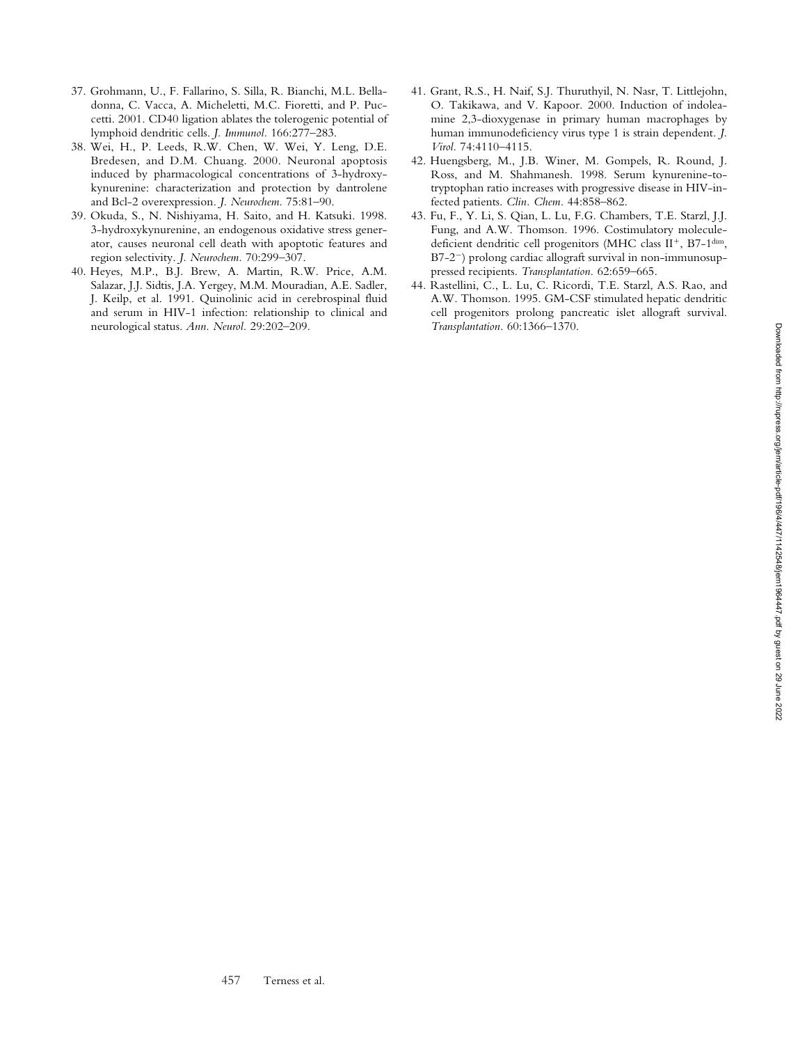37. Grohmann, U., F. Fallarino, S. Silla, R. Bianchi, M.L. Belladonna, C. Vacca, A. Micheletti, M.C. Fioretti, and P. Puccetti. 2001. CD40 ligation ablates the tolerogenic potential of lymphoid dendritic cells. *J. Immunol.* 166:277–283.
38. Wei, H., P. Leeds, R.W. Chen, W. Wei, Y. Leng, D.E. Bredesen, and D.M. Chuang. 2000. Neuronal apoptosis induced by pharmacological concentrations of 3-hydroxykynurenine: characterization and protection by dantrolene and Bcl-2 overexpression. *J. Neurochem.* 75:81–90.
39. Okuda, S., N. Nishiyama, H. Saito, and H. Katsuki. 1998. 3-hydroxykynurenine, an endogenous oxidative stress generator, causes neuronal cell death with apoptotic features and region selectivity. *J. Neurochem.* 70:299–307.
40. Heyes, M.P., B.J. Brew, A. Martin, R.W. Price, A.M. Salazar, J.J. Sidtis, J.A. Yergey, M.M. Mouradian, A.E. Sadler, J. Keilp, et al. 1991. Quinolinic acid in cerebrospinal fluid and serum in HIV-1 infection: relationship to clinical and neurological status. *Ann. Neurol.* 29:202–209.
41. Grant, R.S., H. Naif, S.J. Thuruthyil, N. Nasr, T. Littlejohn, O. Takikawa, and V. Kapoor. 2000. Induction of indoleamine 2,3-dioxygenase in primary human macrophages by human immunodeficiency virus type 1 is strain dependent. *J. Virol.* 74:4110–4115.
42. Huengsberg, M., J.B. Winer, M. Gompels, R. Round, J. Ross, and M. Shahmanesh. 1998. Serum kynurenine-to-tryptophan ratio increases with progressive disease in HIV-infected patients. *Clin. Chem.* 44:858–862.
43. Fu, F., Y. Li, S. Qian, L. Lu, F.G. Chambers, T.E. Starzl, J.J. Fung, and A.W. Thomson. 1996. Costimulatory molecule-deficient dendritic cell progenitors (MHC class $II^{+}$, B7-$1^{dim}$, B7-$2^{-}$) prolong cardiac allograft survival in non-immunosuppressed recipients. *Transplantation.* 62:659–665.
44. Rastellini, C., L. Lu, C. Ricordi, T.E. Starzl, A.S. Rao, and A.W. Thomson. 1995. GM-CSF stimulated hepatic dendritic cell progenitors prolong pancreatic islet allograft survival. *Transplantation.* 60:1366–1370.